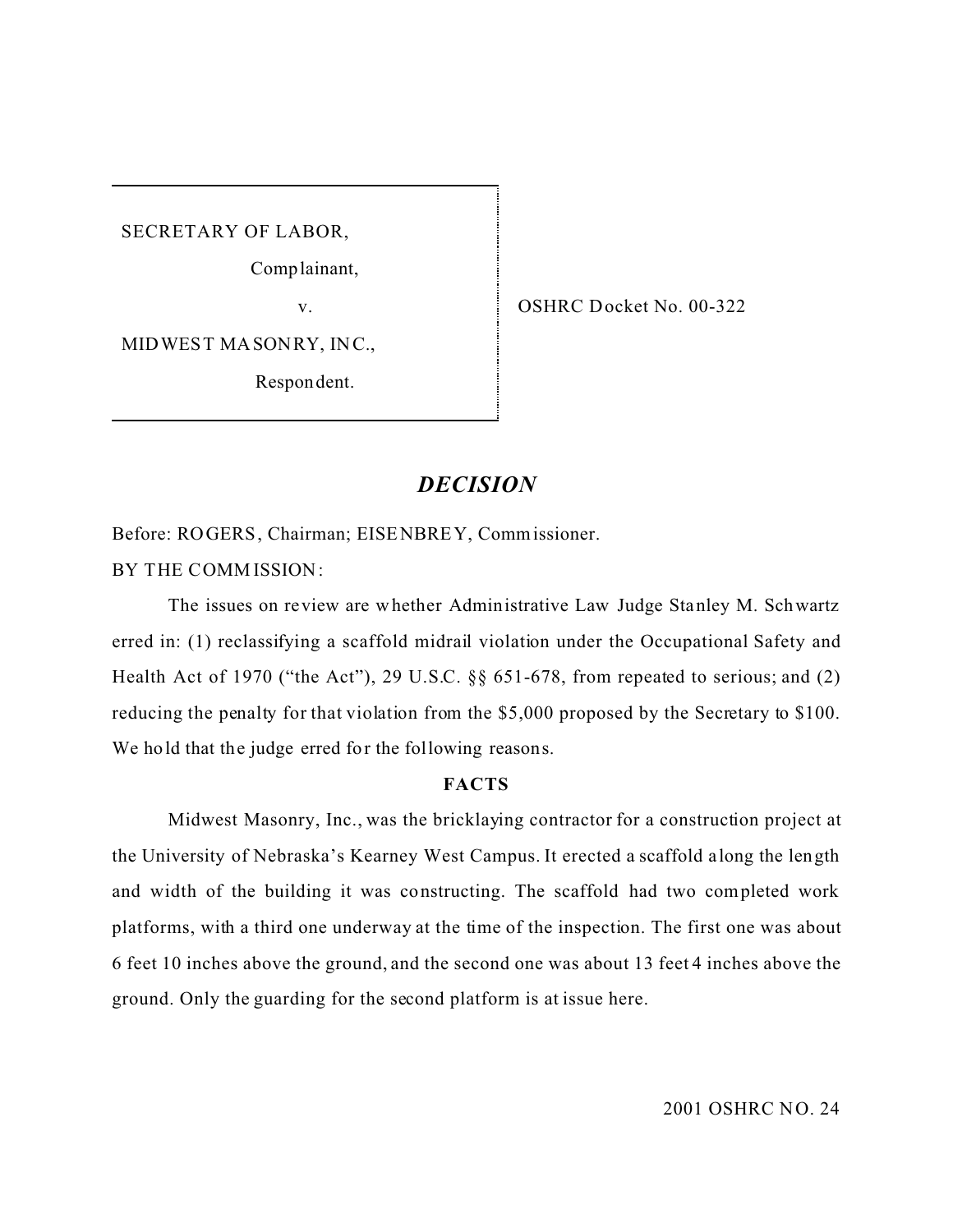SECRETARY OF LABOR,

Complainant,

v.

MIDWEST MASONRY, INC.,

Respondent.

OSHRC Docket No. 00-322

## *DECISION*

Before: ROGERS, Chairman; EISENBREY, Commissioner.

BY THE COMMISSION:

The issues on review are whether Administrative Law Judge Stanley M. Schwartz erred in: (1) reclassifying a scaffold midrail violation under the Occupational Safety and Health Act of 1970 ("the Act"), 29 U.S.C. §§ 651-678, from repeated to serious; and (2) reducing the penalty for that violation from the $5,000 proposed by the Secretary to $100. We hold that the judge erred for the following reasons.

### FACTS

Midwest Masonry, Inc., was the bricklaying contractor for a construction project at the University of Nebraska's Kearney West Campus. It erected a scaffold along the length and width of the building it was constructing. The scaffold had two completed work platforms, with a third one underway at the time of the inspection. The first one was about 6 feet 10 inches above the ground, and the second one was about 13 feet 4 inches above the ground. Only the guarding for the second platform is at issue here.

2001 OSHRC NO. 24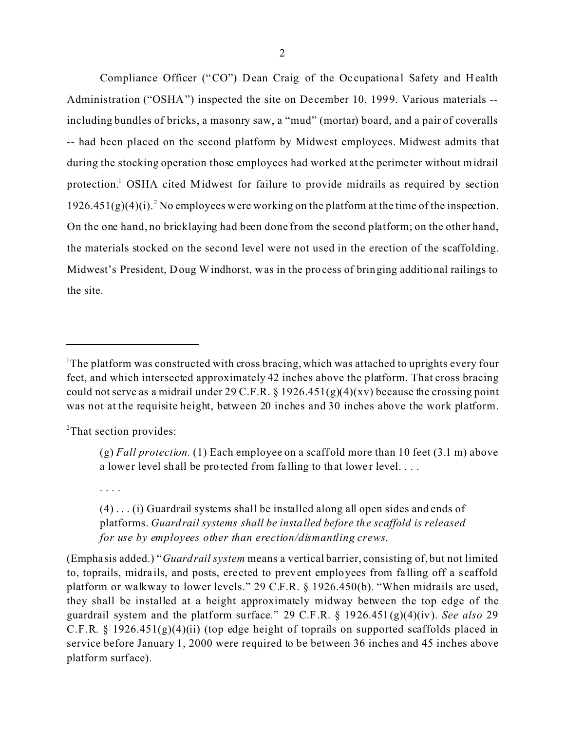Compliance Officer ("CO") Dean Craig of the Occupational Safety and Health Administration ("OSHA") inspected the site on December 10, 1999. Various materials -- including bundles of bricks, a masonry saw, a "mud" (mortar) board, and a pair of coveralls -- had been placed on the second platform by Midwest employees. Midwest admits that during the stocking operation those employees had worked at the perimeter without midrail protection.[1] OSHA cited Midwest for failure to provide midrails as required by section 1926.451(g)(4)(i).[2] No employees were working on the platform at the time of the inspection. On the one hand, no bricklaying had been done from the second platform; on the other hand, the materials stocked on the second level were not used in the erection of the scaffolding. Midwest's President, Doug Windhorst, was in the process of bringing additional railings to the site.

---

[1]The platform was constructed with cross bracing, which was attached to uprights every four feet, and which intersected approximately 42 inches above the platform. That cross bracing could not serve as a midrail under 29 C.F.R. § 1926.451(g)(4)(xv) because the crossing point was not at the requisite height, between 20 inches and 30 inches above the work platform.

[2]That section provides:

> (g) *Fall protection.* (1) Each employee on a scaffold more than 10 feet (3.1 m) above a lower level shall be protected from falling to that lower level. . . .
>
> . . . .
>
> (4) . . . (i) Guardrail systems shall be installed along all open sides and ends of platforms. *Guardrail systems shall be installed before the scaffold is released for use by employees other than erection/dismantling crews.*

(Emphasis added.) "*Guardrail system* means a vertical barrier, consisting of, but not limited to, toprails, midrails, and posts, erected to prevent employees from falling off a scaffold platform or walkway to lower levels." 29 C.F.R. § 1926.450(b). "When midrails are used, they shall be installed at a height approximately midway between the top edge of the guardrail system and the platform surface." 29 C.F.R. § 1926.451(g)(4)(iv). *See also* 29 C.F.R. § 1926.451(g)(4)(ii) (top edge height of toprails on supported scaffolds placed in service before January 1, 2000 were required to be between 36 inches and 45 inches above platform surface).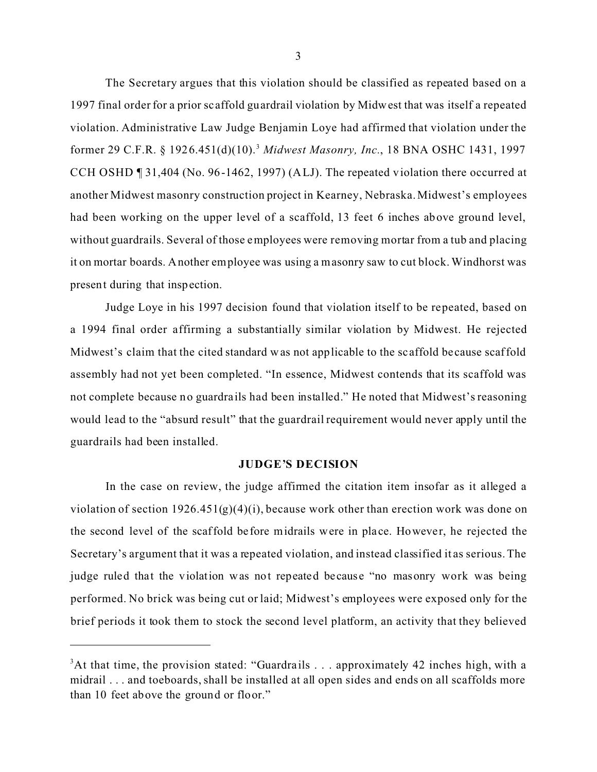The Secretary argues that this violation should be classified as repeated based on a 1997 final order for a prior scaffold guardrail violation by Midwest that was itself a repeated violation. Administrative Law Judge Benjamin Loye had affirmed that violation under the former 29 C.F.R. § 1926.451(d)(10).[3] *Midwest Masonry, Inc.*, 18 BNA OSHC 1431, 1997 CCH OSHD ¶ 31,404 (No. 96-1462, 1997) (ALJ). The repeated violation there occurred at another Midwest masonry construction project in Kearney, Nebraska. Midwest's employees had been working on the upper level of a scaffold, 13 feet 6 inches above ground level, without guardrails. Several of those employees were removing mortar from a tub and placing it on mortar boards. Another employee was using a masonry saw to cut block. Windhorst was present during that inspection.

Judge Loye in his 1997 decision found that violation itself to be repeated, based on a 1994 final order affirming a substantially similar violation by Midwest. He rejected Midwest's claim that the cited standard was not applicable to the scaffold because scaffold assembly had not yet been completed. "In essence, Midwest contends that its scaffold was not complete because no guardrails had been installed." He noted that Midwest's reasoning would lead to the "absurd result" that the guardrail requirement would never apply until the guardrails had been installed.

**JUDGE'S DECISION**

In the case on review, the judge affirmed the citation item insofar as it alleged a violation of section 1926.451(g)(4)(i), because work other than erection work was done on the second level of the scaffold before midrails were in place. However, he rejected the Secretary's argument that it was a repeated violation, and instead classified it as serious. The judge ruled that the violation was not repeated because "no masonry work was being performed. No brick was being cut or laid; Midwest's employees were exposed only for the brief periods it took them to stock the second level platform, an activity that they believed

[3]At that time, the provision stated: "Guardrails . . . approximately 42 inches high, with a midrail . . . and toeboards, shall be installed at all open sides and ends on all scaffolds more than 10 feet above the ground or floor."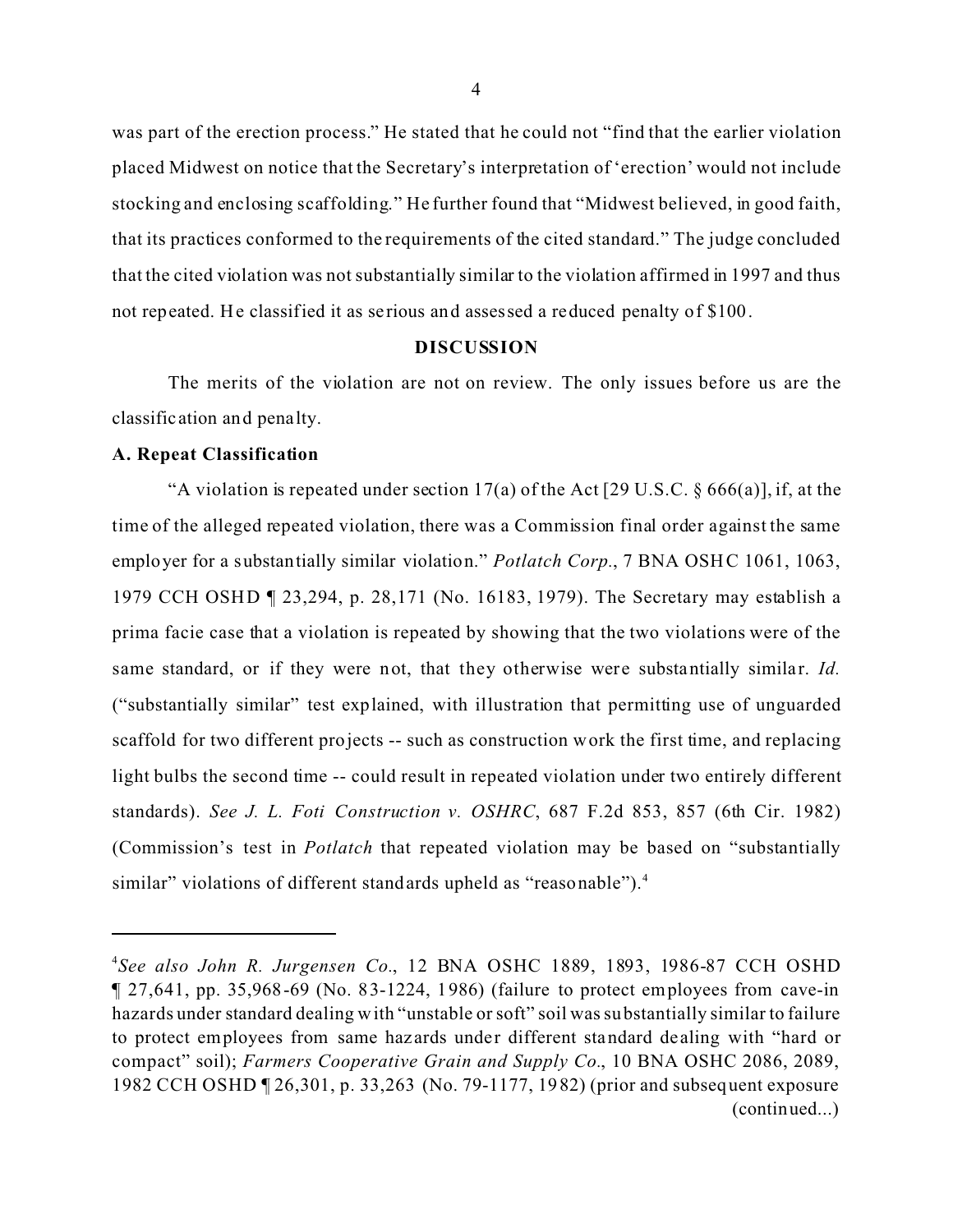was part of the erection process." He stated that he could not "find that the earlier violation placed Midwest on notice that the Secretary's interpretation of 'erection' would not include stocking and enclosing scaffolding." He further found that "Midwest believed, in good faith, that its practices conformed to the requirements of the cited standard." The judge concluded that the cited violation was not substantially similar to the violation affirmed in 1997 and thus not repeated. He classified it as serious and assessed a reduced penalty of $100.

## DISCUSSION

The merits of the violation are not on review. The only issues before us are the classification and penalty.

### A. Repeat Classification

"A violation is repeated under section 17(a) of the Act [29 U.S.C. § 666(a)], if, at the time of the alleged repeated violation, there was a Commission final order against the same employer for a substantially similar violation." *Potlatch Corp.*, 7 BNA OSHC 1061, 1063, 1979 CCH OSHD ¶ 23,294, p. 28,171 (No. 16183, 1979). The Secretary may establish a prima facie case that a violation is repeated by showing that the two violations were of the same standard, or if they were not, that they otherwise were substantially similar. *Id.* ("substantially similar" test explained, with illustration that permitting use of unguarded scaffold for two different projects -- such as construction work the first time, and replacing light bulbs the second time -- could result in repeated violation under two entirely different standards). *See J. L. Foti Construction v. OSHRC*, 687 F.2d 853, 857 (6th Cir. 1982) (Commission's test in *Potlatch* that repeated violation may be based on "substantially similar" violations of different standards upheld as "reasonable").[4]

---

[4]*See also John R. Jurgensen Co.*, 12 BNA OSHC 1889, 1893, 1986-87 CCH OSHD ¶ 27,641, pp. 35,968-69 (No. 83-1224, 1986) (failure to protect employees from cave-in hazards under standard dealing with "unstable or soft" soil was substantially similar to failure to protect employees from same hazards under different standard dealing with "hard or compact" soil); *Farmers Cooperative Grain and Supply Co.*, 10 BNA OSHC 2086, 2089, 1982 CCH OSHD ¶ 26,301, p. 33,263 (No. 79-1177, 1982) (prior and subsequent exposure (continued...)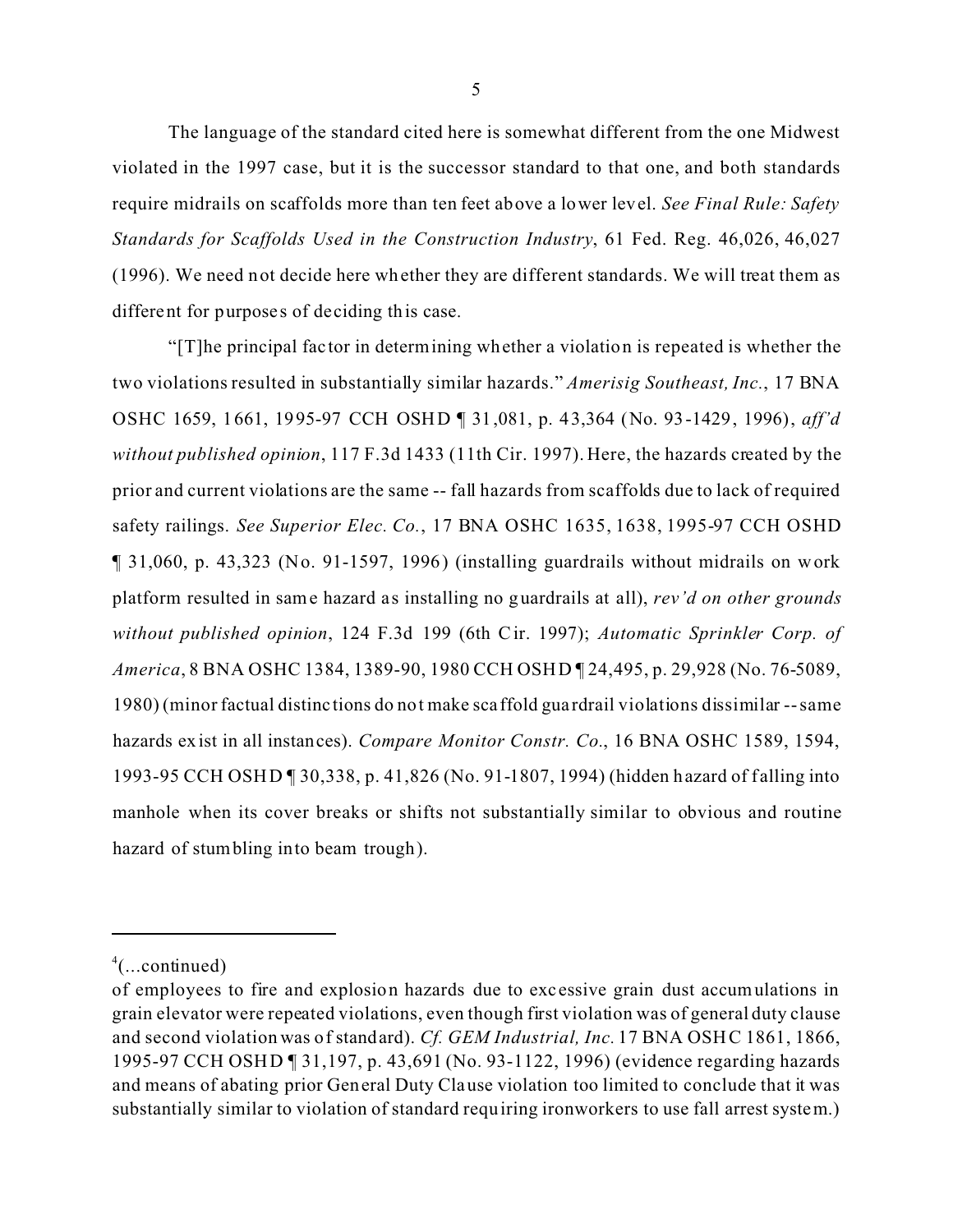The language of the standard cited here is somewhat different from the one Midwest violated in the 1997 case, but it is the successor standard to that one, and both standards require midrails on scaffolds more than ten feet above a lower level. *See Final Rule: Safety Standards for Scaffolds Used in the Construction Industry*, 61 Fed. Reg. 46,026, 46,027 (1996). We need not decide here whether they are different standards. We will treat them as different for purposes of deciding this case.

"[T]he principal factor in determining whether a violation is repeated is whether the two violations resulted in substantially similar hazards." *Amerisig Southeast, Inc.*, 17 BNA OSHC 1659, 1661, 1995-97 CCH OSHD ¶ 31,081, p. 43,364 (No. 93-1429, 1996), *aff'd without published opinion*, 117 F.3d 1433 (11th Cir. 1997). Here, the hazards created by the prior and current violations are the same -- fall hazards from scaffolds due to lack of required safety railings. *See Superior Elec. Co.*, 17 BNA OSHC 1635, 1638, 1995-97 CCH OSHD ¶ 31,060, p. 43,323 (No. 91-1597, 1996) (installing guardrails without midrails on work platform resulted in same hazard as installing no guardrails at all), *rev'd on other grounds without published opinion*, 124 F.3d 199 (6th Cir. 1997); *Automatic Sprinkler Corp. of America*, 8 BNA OSHC 1384, 1389-90, 1980 CCH OSHD ¶ 24,495, p. 29,928 (No. 76-5089, 1980) (minor factual distinctions do not make scaffold guardrail violations dissimilar -- same hazards exist in all instances). *Compare Monitor Constr. Co.*, 16 BNA OSHC 1589, 1594, 1993-95 CCH OSHD ¶ 30,338, p. 41,826 (No. 91-1807, 1994) (hidden hazard of falling into manhole when its cover breaks or shifts not substantially similar to obvious and routine hazard of stumbling into beam trough).

---

[4](...continued)
of employees to fire and explosion hazards due to excessive grain dust accumulations in grain elevator were repeated violations, even though first violation was of general duty clause and second violation was of standard). *Cf. GEM Industrial, Inc.* 17 BNA OSHC 1861, 1866, 1995-97 CCH OSHD ¶ 31,197, p. 43,691 (No. 93-1122, 1996) (evidence regarding hazards and means of abating prior General Duty Clause violation too limited to conclude that it was substantially similar to violation of standard requiring ironworkers to use fall arrest system.)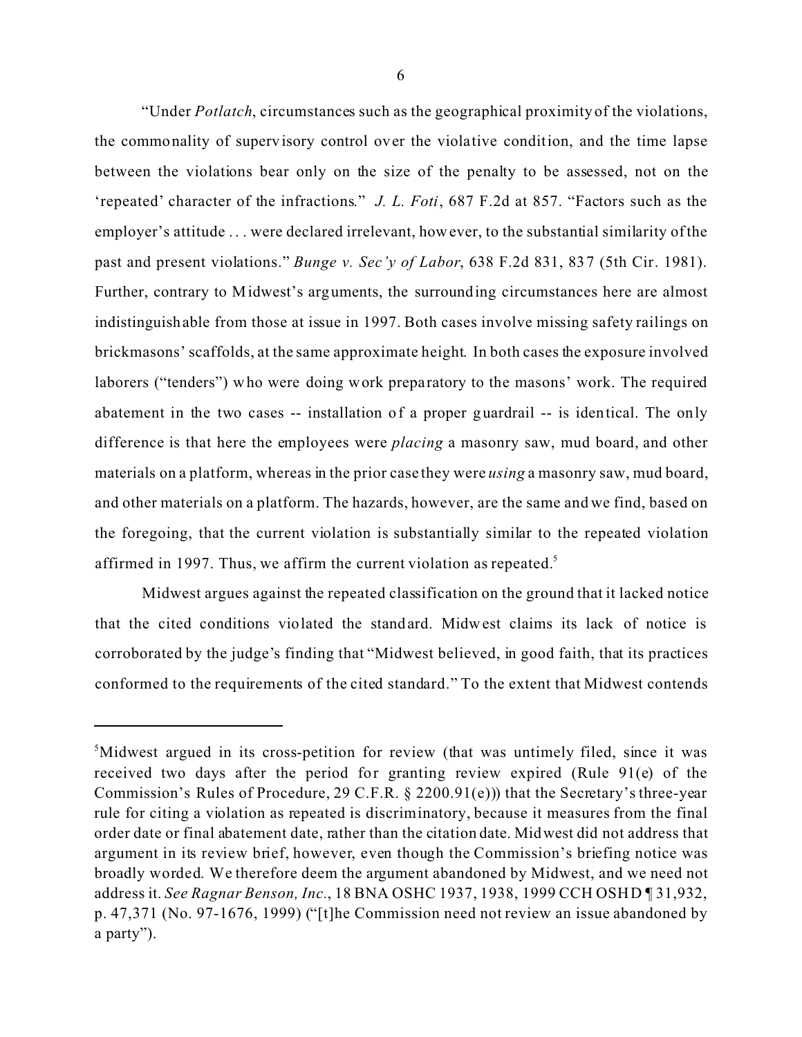"Under *Potlatch*, circumstances such as the geographical proximity of the violations, the commonality of supervisory control over the violative condition, and the time lapse between the violations bear only on the size of the penalty to be assessed, not on the 'repeated' character of the infractions." *J. L. Foti*, 687 F.2d at 857. "Factors such as the employer's attitude . . . were declared irrelevant, however, to the substantial similarity of the past and present violations." *Bunge v. Sec'y of Labor*, 638 F.2d 831, 837 (5th Cir. 1981). Further, contrary to Midwest's arguments, the surrounding circumstances here are almost indistinguishable from those at issue in 1997. Both cases involve missing safety railings on brickmasons' scaffolds, at the same approximate height. In both cases the exposure involved laborers ("tenders") who were doing work preparatory to the masons' work. The required abatement in the two cases -- installation of a proper guardrail -- is identical. The only difference is that here the employees were *placing* a masonry saw, mud board, and other materials on a platform, whereas in the prior case they were *using* a masonry saw, mud board, and other materials on a platform. The hazards, however, are the same and we find, based on the foregoing, that the current violation is substantially similar to the repeated violation affirmed in 1997. Thus, we affirm the current violation as repeated.[5]

Midwest argues against the repeated classification on the ground that it lacked notice that the cited conditions violated the standard. Midwest claims its lack of notice is corroborated by the judge's finding that "Midwest believed, in good faith, that its practices conformed to the requirements of the cited standard." To the extent that Midwest contends

---

[5]Midwest argued in its cross-petition for review (that was untimely filed, since it was received two days after the period for granting review expired (Rule 91(e) of the Commission's Rules of Procedure, 29 C.F.R. § 2200.91(e))) that the Secretary's three-year rule for citing a violation as repeated is discriminatory, because it measures from the final order date or final abatement date, rather than the citation date. Midwest did not address that argument in its review brief, however, even though the Commission's briefing notice was broadly worded. We therefore deem the argument abandoned by Midwest, and we need not address it. *See Ragnar Benson, Inc.*, 18 BNA OSHC 1937, 1938, 1999 CCH OSHD ¶ 31,932, p. 47,371 (No. 97-1676, 1999) ("[t]he Commission need not review an issue abandoned by a party").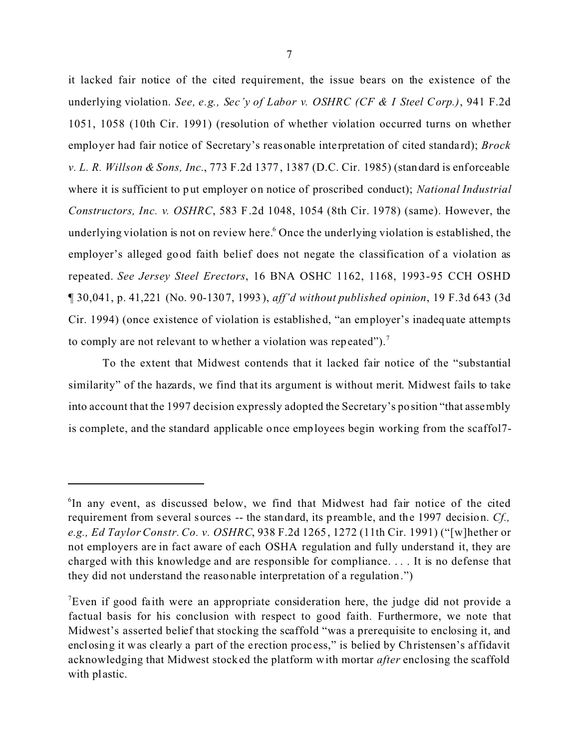it lacked fair notice of the cited requirement, the issue bears on the existence of the underlying violation. *See, e.g., Sec'y of Labor v. OSHRC (CF & I Steel Corp.)*, 941 F.2d 1051, 1058 (10th Cir. 1991) (resolution of whether violation occurred turns on whether employer had fair notice of Secretary's reasonable interpretation of cited standard); *Brock v. L. R. Willson & Sons, Inc.*, 773 F.2d 1377, 1387 (D.C. Cir. 1985) (standard is enforceable where it is sufficient to put employer on notice of proscribed conduct); *National Industrial Constructors, Inc. v. OSHRC*, 583 F.2d 1048, 1054 (8th Cir. 1978) (same). However, the underlying violation is not on review here.[6] Once the underlying violation is established, the employer's alleged good faith belief does not negate the classification of a violation as repeated. *See Jersey Steel Erectors*, 16 BNA OSHC 1162, 1168, 1993-95 CCH OSHD ¶ 30,041, p. 41,221 (No. 90-1307, 1993), *aff'd without published opinion*, 19 F.3d 643 (3d Cir. 1994) (once existence of violation is established, "an employer's inadequate attempts to comply are not relevant to whether a violation was repeated").[7]

To the extent that Midwest contends that it lacked fair notice of the "substantial similarity" of the hazards, we find that its argument is without merit. Midwest fails to take into account that the 1997 decision expressly adopted the Secretary's position "that assembly is complete, and the standard applicable once employees begin working from the scaffol7-

---

[6]In any event, as discussed below, we find that Midwest had fair notice of the cited requirement from several sources -- the standard, its preamble, and the 1997 decision. *Cf., e.g., Ed Taylor Constr. Co. v. OSHRC*, 938 F.2d 1265, 1272 (11th Cir. 1991) ("[w]hether or not employers are in fact aware of each OSHA regulation and fully understand it, they are charged with this knowledge and are responsible for compliance. . . . It is no defense that they did not understand the reasonable interpretation of a regulation.")

[7]Even if good faith were an appropriate consideration here, the judge did not provide a factual basis for his conclusion with respect to good faith. Furthermore, we note that Midwest's asserted belief that stocking the scaffold "was a prerequisite to enclosing it, and enclosing it was clearly a part of the erection process," is belied by Christensen's affidavit acknowledging that Midwest stocked the platform with mortar *after* enclosing the scaffold with plastic.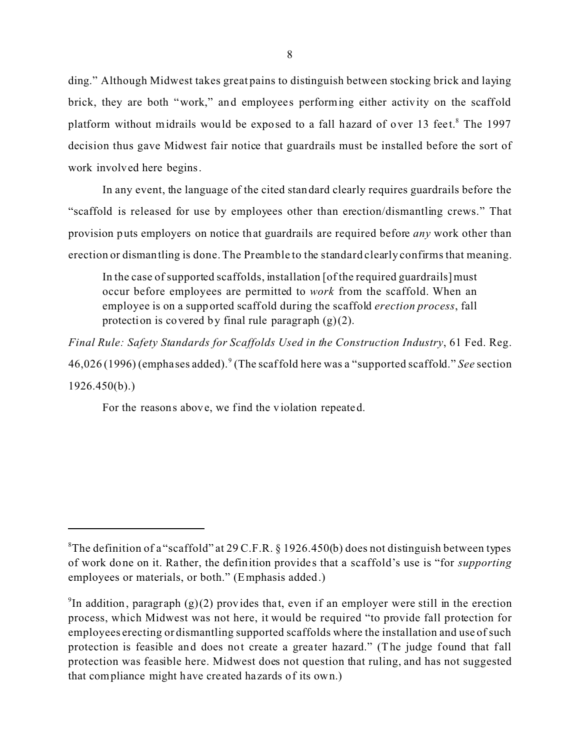ding." Although Midwest takes great pains to distinguish between stocking brick and laying brick, they are both "work," and employees performing either activity on the scaffold platform without midrails would be exposed to a fall hazard of over 13 feet.[8] The 1997 decision thus gave Midwest fair notice that guardrails must be installed before the sort of work involved here begins.

In any event, the language of the cited standard clearly requires guardrails before the "scaffold is released for use by employees other than erection/dismantling crews." That provision puts employers on notice that guardrails are required before *any* work other than erection or dismantling is done. The Preamble to the standard clearly confirms that meaning.

> In the case of supported scaffolds, installation [of the required guardrails] must occur before employees are permitted to *work* from the scaffold. When an employee is on a supported scaffold during the scaffold *erection process*, fall protection is covered by final rule paragraph (g)(2).

*Final Rule: Safety Standards for Scaffolds Used in the Construction Industry*, 61 Fed. Reg. 46,026 (1996) (emphases added).[9] (The scaffold here was a "supported scaffold." *See* section 1926.450(b).)

For the reasons above, we find the violation repeated.

---

[8]The definition of a "scaffold" at 29 C.F.R. § 1926.450(b) does not distinguish between types of work done on it. Rather, the definition provides that a scaffold's use is "for *supporting* employees or materials, or both." (Emphasis added.)

[9]In addition, paragraph (g)(2) provides that, even if an employer were still in the erection process, which Midwest was not here, it would be required "to provide fall protection for employees erecting or dismantling supported scaffolds where the installation and use of such protection is feasible and does not create a greater hazard." (The judge found that fall protection was feasible here. Midwest does not question that ruling, and has not suggested that compliance might have created hazards of its own.)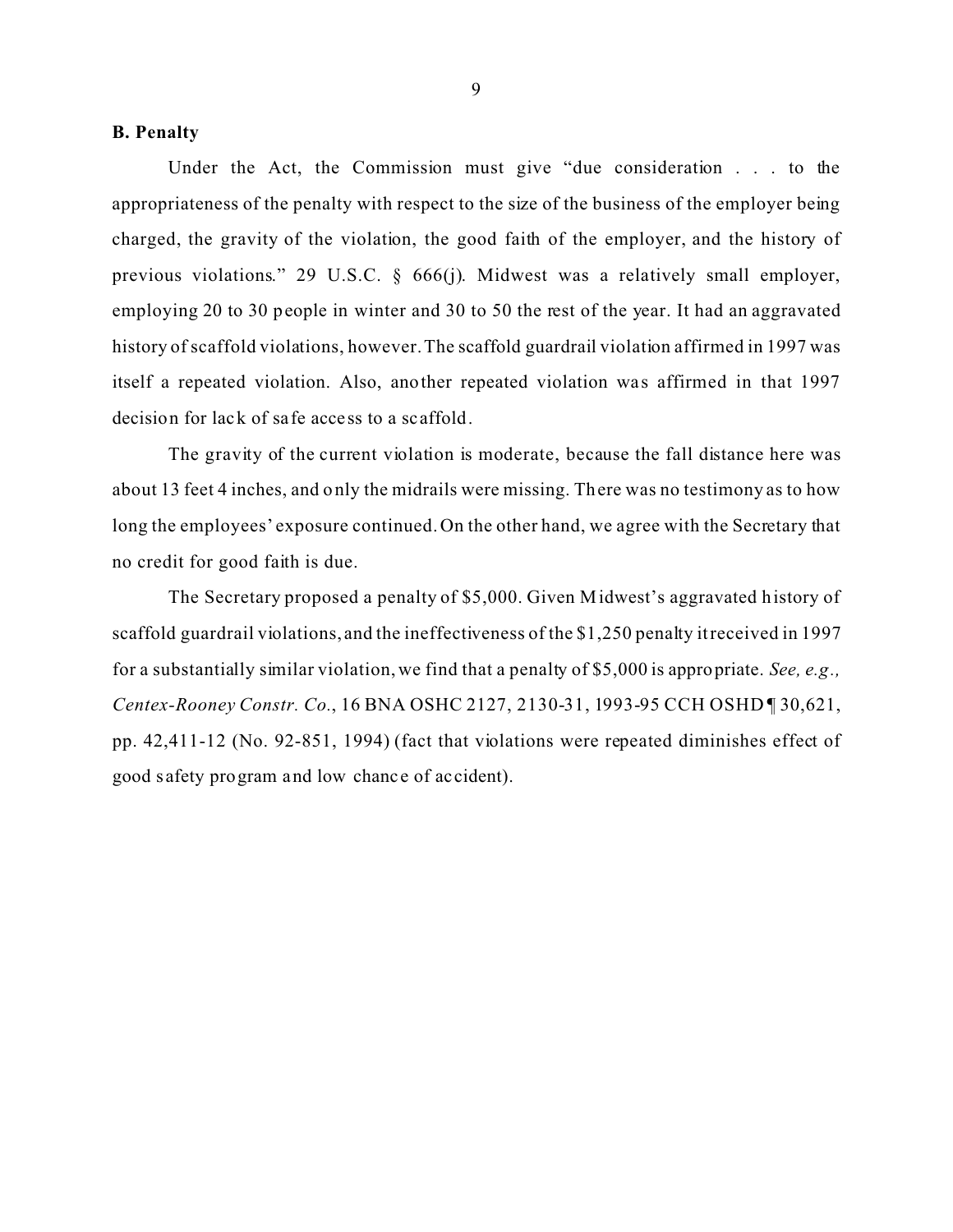**B. Penalty**

Under the Act, the Commission must give "due consideration . . . to the appropriateness of the penalty with respect to the size of the business of the employer being charged, the gravity of the violation, the good faith of the employer, and the history of previous violations." 29 U.S.C. § 666(j). Midwest was a relatively small employer, employing 20 to 30 people in winter and 30 to 50 the rest of the year. It had an aggravated history of scaffold violations, however. The scaffold guardrail violation affirmed in 1997 was itself a repeated violation. Also, another repeated violation was affirmed in that 1997 decision for lack of safe access to a scaffold.

The gravity of the current violation is moderate, because the fall distance here was about 13 feet 4 inches, and only the midrails were missing. There was no testimony as to how long the employees' exposure continued. On the other hand, we agree with the Secretary that no credit for good faith is due.

The Secretary proposed a penalty of $5,000. Given Midwest's aggravated history of scaffold guardrail violations, and the ineffectiveness of the $1,250 penalty it received in 1997 for a substantially similar violation, we find that a penalty of $5,000 is appropriate. *See, e.g., Centex-Rooney Constr. Co.*, 16 BNA OSHC 2127, 2130-31, 1993-95 CCH OSHD ¶ 30,621, pp. 42,411-12 (No. 92-851, 1994) (fact that violations were repeated diminishes effect of good safety program and low chance of accident).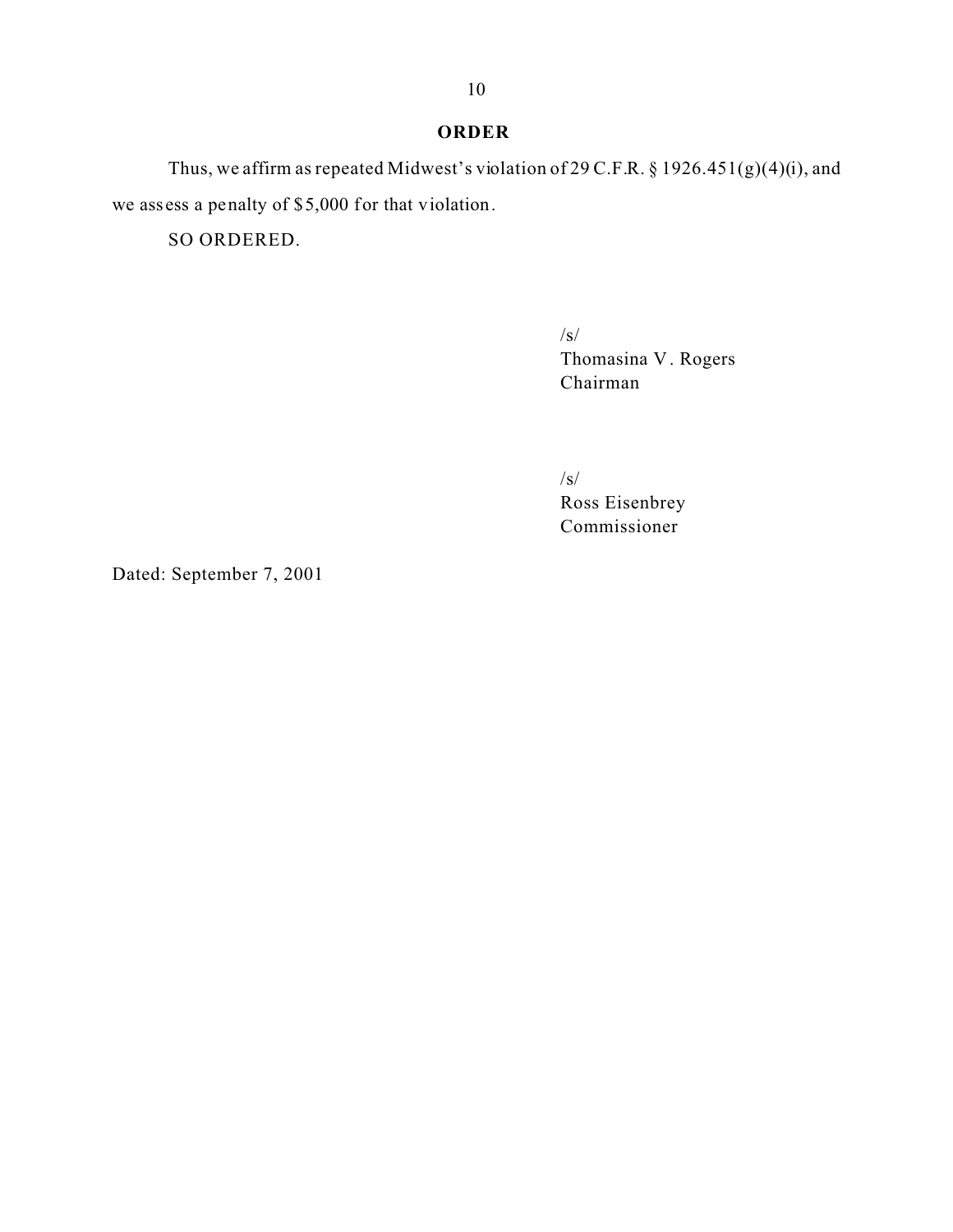## ORDER

Thus, we affirm as repeated Midwest's violation of 29 C.F.R. § 1926.451(g)(4)(i), and we assess a penalty of $5,000 for that violation.

SO ORDERED.

/s/
Thomasina V. Rogers
Chairman

/s/
Ross Eisenbrey
Commissioner

Dated: September 7, 2001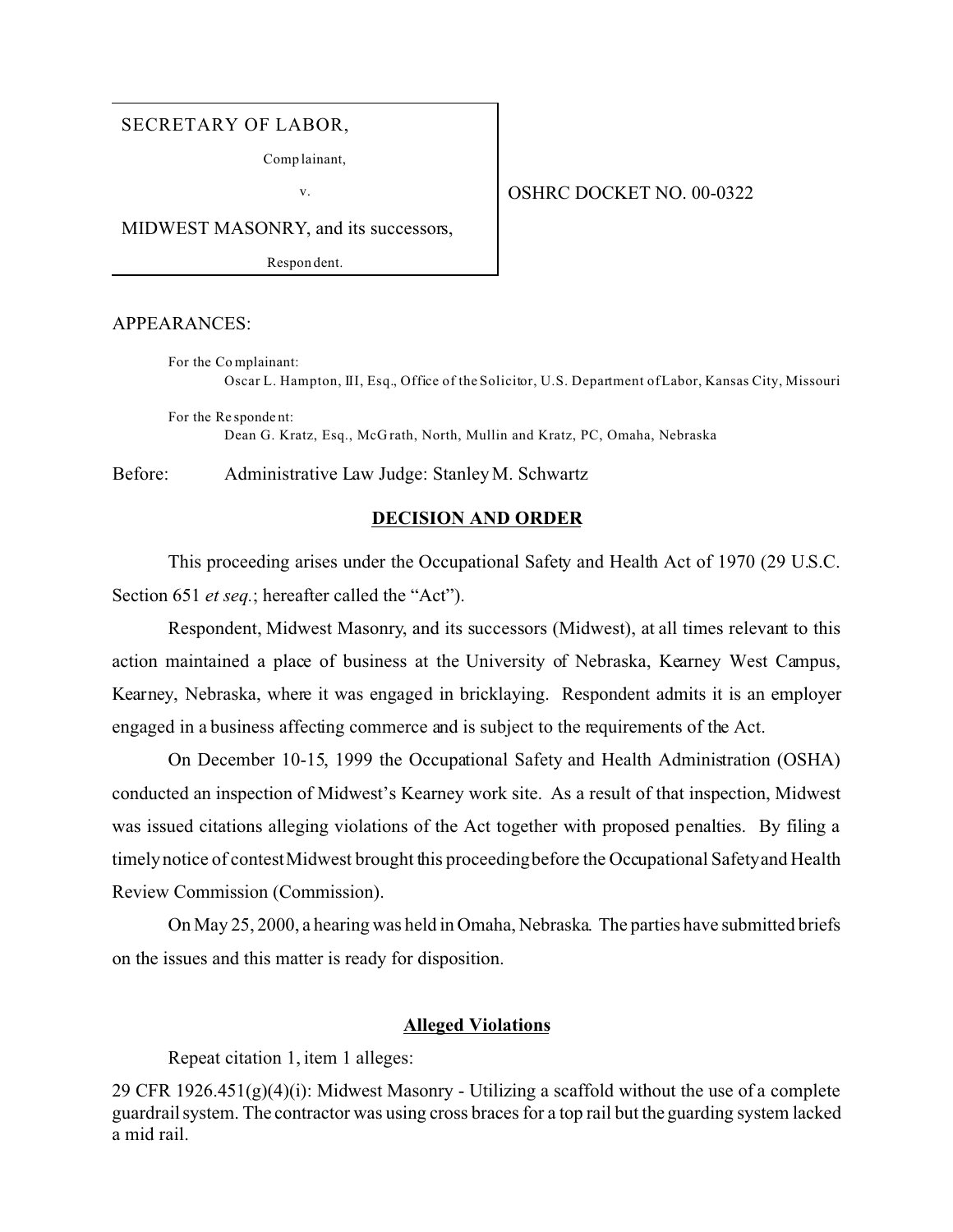SECRETARY OF LABOR,

Complainant,

v.

MIDWEST MASONRY, and its successors,

Respondent.

OSHRC DOCKET NO. 00-0322

APPEARANCES:

For the Complainant:
Oscar L. Hampton, III, Esq., Office of the Solicitor, U.S. Department of Labor, Kansas City, Missouri

For the Respondent:
Dean G. Kratz, Esq., McGrath, North, Mullin and Kratz, PC, Omaha, Nebraska

Before: Administrative Law Judge: Stanley M. Schwartz

**DECISION AND ORDER**

This proceeding arises under the Occupational Safety and Health Act of 1970 (29 U.S.C. Section 651 *et seq.*; hereafter called the "Act").

Respondent, Midwest Masonry, and its successors (Midwest), at all times relevant to this action maintained a place of business at the University of Nebraska, Kearney West Campus, Kearney, Nebraska, where it was engaged in bricklaying. Respondent admits it is an employer engaged in a business affecting commerce and is subject to the requirements of the Act.

On December 10-15, 1999 the Occupational Safety and Health Administration (OSHA) conducted an inspection of Midwest's Kearney work site. As a result of that inspection, Midwest was issued citations alleging violations of the Act together with proposed penalties. By filing a timely notice of contest Midwest brought this proceeding before the Occupational Safety and Health Review Commission (Commission).

On May 25, 2000, a hearing was held in Omaha, Nebraska. The parties have submitted briefs on the issues and this matter is ready for disposition.

**Alleged Violations**

Repeat citation 1, item 1 alleges:

29 CFR 1926.451(g)(4)(i): Midwest Masonry - Utilizing a scaffold without the use of a complete guardrail system. The contractor was using cross braces for a top rail but the guarding system lacked a mid rail.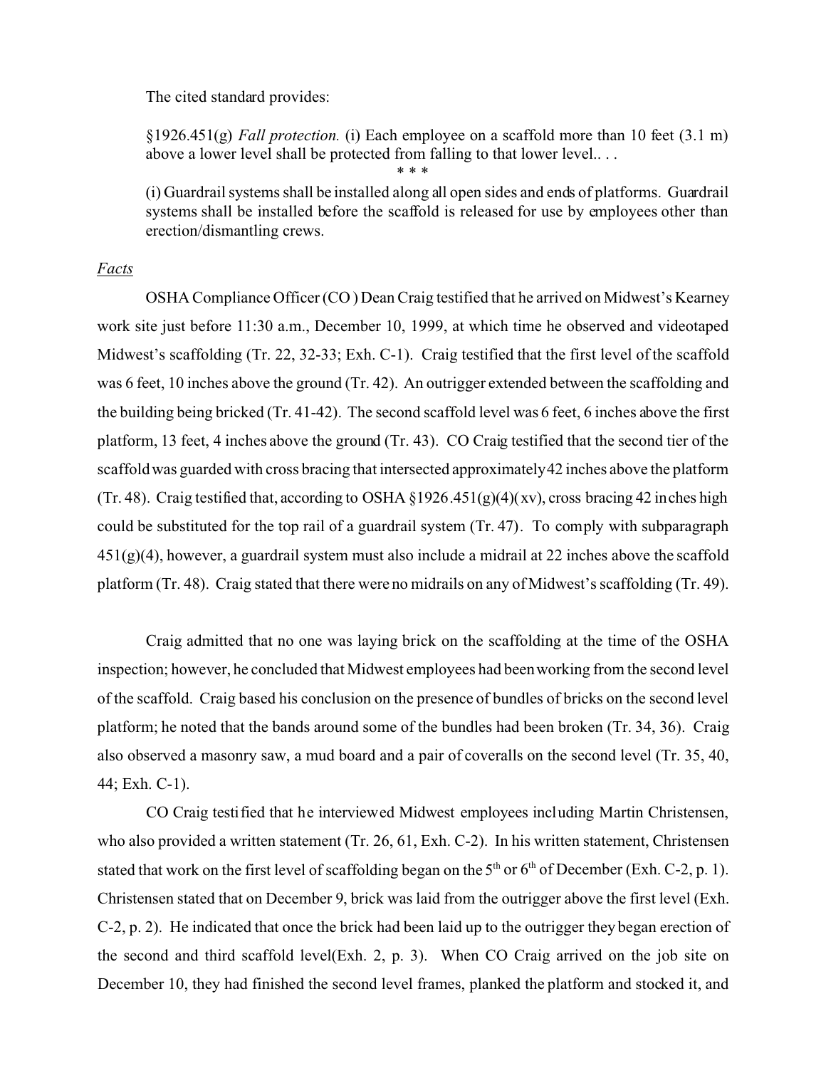The cited standard provides:

§1926.451(g) *Fall protection.* (i) Each employee on a scaffold more than 10 feet (3.1 m) above a lower level shall be protected from falling to that lower level.. . .

\* \* \*

(i) Guardrail systems shall be installed along all open sides and ends of platforms. Guardrail systems shall be installed before the scaffold is released for use by employees other than erection/dismantling crews.

*Facts*

OSHA Compliance Officer (CO ) Dean Craig testified that he arrived on Midwest's Kearney work site just before 11:30 a.m., December 10, 1999, at which time he observed and videotaped Midwest's scaffolding (Tr. 22, 32-33; Exh. C-1). Craig testified that the first level of the scaffold was 6 feet, 10 inches above the ground (Tr. 42). An outrigger extended between the scaffolding and the building being bricked (Tr. 41-42). The second scaffold level was 6 feet, 6 inches above the first platform, 13 feet, 4 inches above the ground (Tr. 43). CO Craig testified that the second tier of the scaffold was guarded with cross bracing that intersected approximately 42 inches above the platform (Tr. 48). Craig testified that, according to OSHA §1926.451(g)(4)(xv), cross bracing 42 inches high could be substituted for the top rail of a guardrail system (Tr. 47). To comply with subparagraph 451(g)(4), however, a guardrail system must also include a midrail at 22 inches above the scaffold platform (Tr. 48). Craig stated that there were no midrails on any of Midwest's scaffolding (Tr. 49).

Craig admitted that no one was laying brick on the scaffolding at the time of the OSHA inspection; however, he concluded that Midwest employees had been working from the second level of the scaffold. Craig based his conclusion on the presence of bundles of bricks on the second level platform; he noted that the bands around some of the bundles had been broken (Tr. 34, 36). Craig also observed a masonry saw, a mud board and a pair of coveralls on the second level (Tr. 35, 40, 44; Exh. C-1).

CO Craig testified that he interviewed Midwest employees including Martin Christensen, who also provided a written statement (Tr. 26, 61, Exh. C-2). In his written statement, Christensen stated that work on the first level of scaffolding began on the 5th or 6th of December (Exh. C-2, p. 1). Christensen stated that on December 9, brick was laid from the outrigger above the first level (Exh. C-2, p. 2). He indicated that once the brick had been laid up to the outrigger they began erection of the second and third scaffold level(Exh. 2, p. 3). When CO Craig arrived on the job site on December 10, they had finished the second level frames, planked the platform and stocked it, and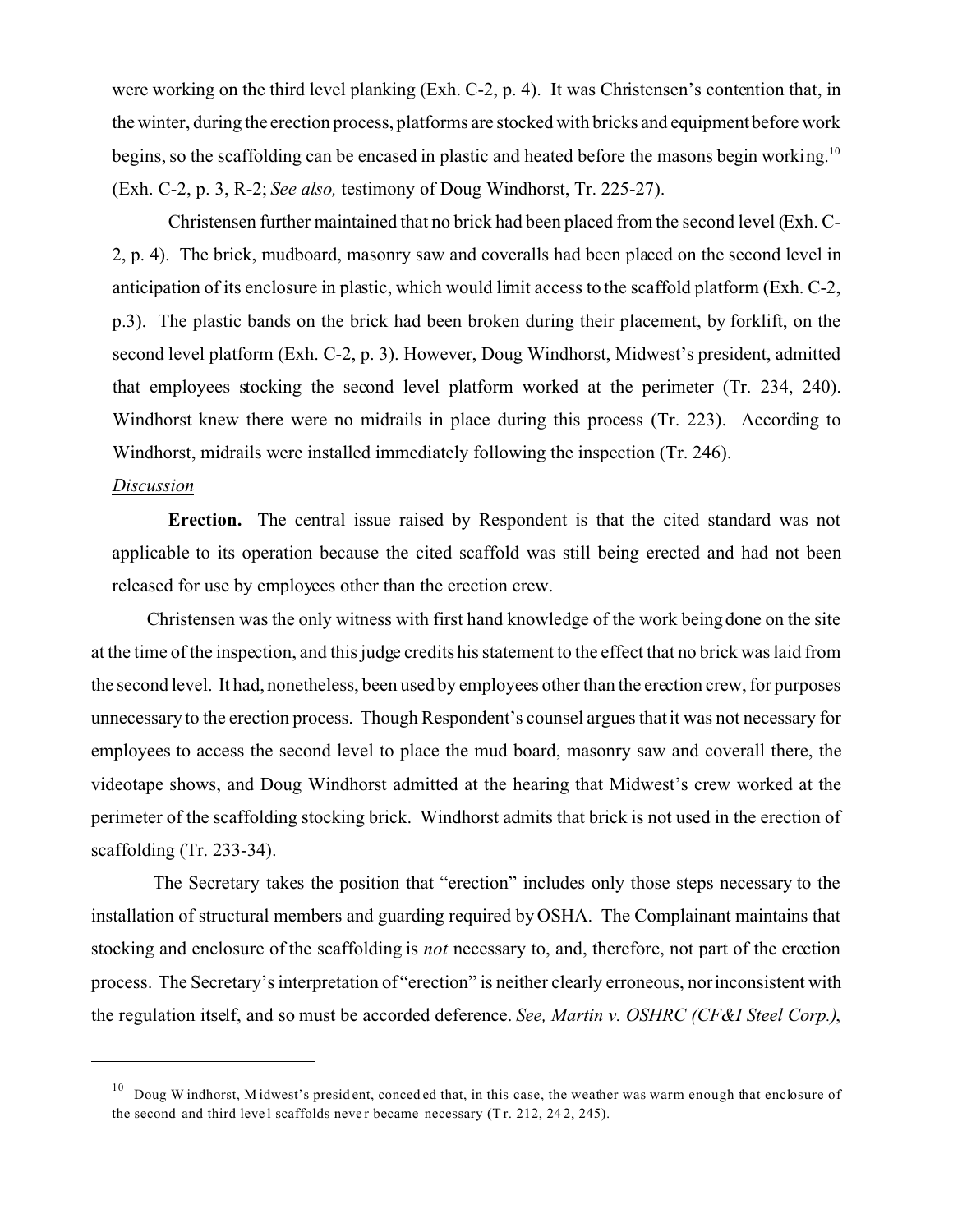were working on the third level planking (Exh. C-2, p. 4). It was Christensen's contention that, in the winter, during the erection process, platforms are stocked with bricks and equipment before work begins, so the scaffolding can be encased in plastic and heated before the masons begin working.[10] (Exh. C-2, p. 3, R-2; *See also,* testimony of Doug Windhorst, Tr. 225-27).

Christensen further maintained that no brick had been placed from the second level (Exh. C-2, p. 4). The brick, mudboard, masonry saw and coveralls had been placed on the second level in anticipation of its enclosure in plastic, which would limit access to the scaffold platform (Exh. C-2, p.3). The plastic bands on the brick had been broken during their placement, by forklift, on the second level platform (Exh. C-2, p. 3). However, Doug Windhorst, Midwest's president, admitted that employees stocking the second level platform worked at the perimeter (Tr. 234, 240). Windhorst knew there were no midrails in place during this process (Tr. 223). According to Windhorst, midrails were installed immediately following the inspection (Tr. 246).

*Discussion*

**Erection.** The central issue raised by Respondent is that the cited standard was not applicable to its operation because the cited scaffold was still being erected and had not been released for use by employees other than the erection crew.

Christensen was the only witness with first hand knowledge of the work being done on the site at the time of the inspection, and this judge credits his statement to the effect that no brick was laid from the second level. It had, nonetheless, been used by employees other than the erection crew, for purposes unnecessary to the erection process. Though Respondent's counsel argues that it was not necessary for employees to access the second level to place the mud board, masonry saw and coverall there, the videotape shows, and Doug Windhorst admitted at the hearing that Midwest's crew worked at the perimeter of the scaffolding stocking brick. Windhorst admits that brick is not used in the erection of scaffolding (Tr. 233-34).

The Secretary takes the position that "erection" includes only those steps necessary to the installation of structural members and guarding required by OSHA. The Complainant maintains that stocking and enclosure of the scaffolding is *not* necessary to, and, therefore, not part of the erection process. The Secretary's interpretation of "erection" is neither clearly erroneous, nor inconsistent with the regulation itself, and so must be accorded deference. *See, Martin v. OSHRC (CF&I Steel Corp.),*

---

[10] Doug Windhorst, Midwest's president, conceded that, in this case, the weather was warm enough that enclosure of the second and third level scaffolds never became necessary (Tr. 212, 242, 245).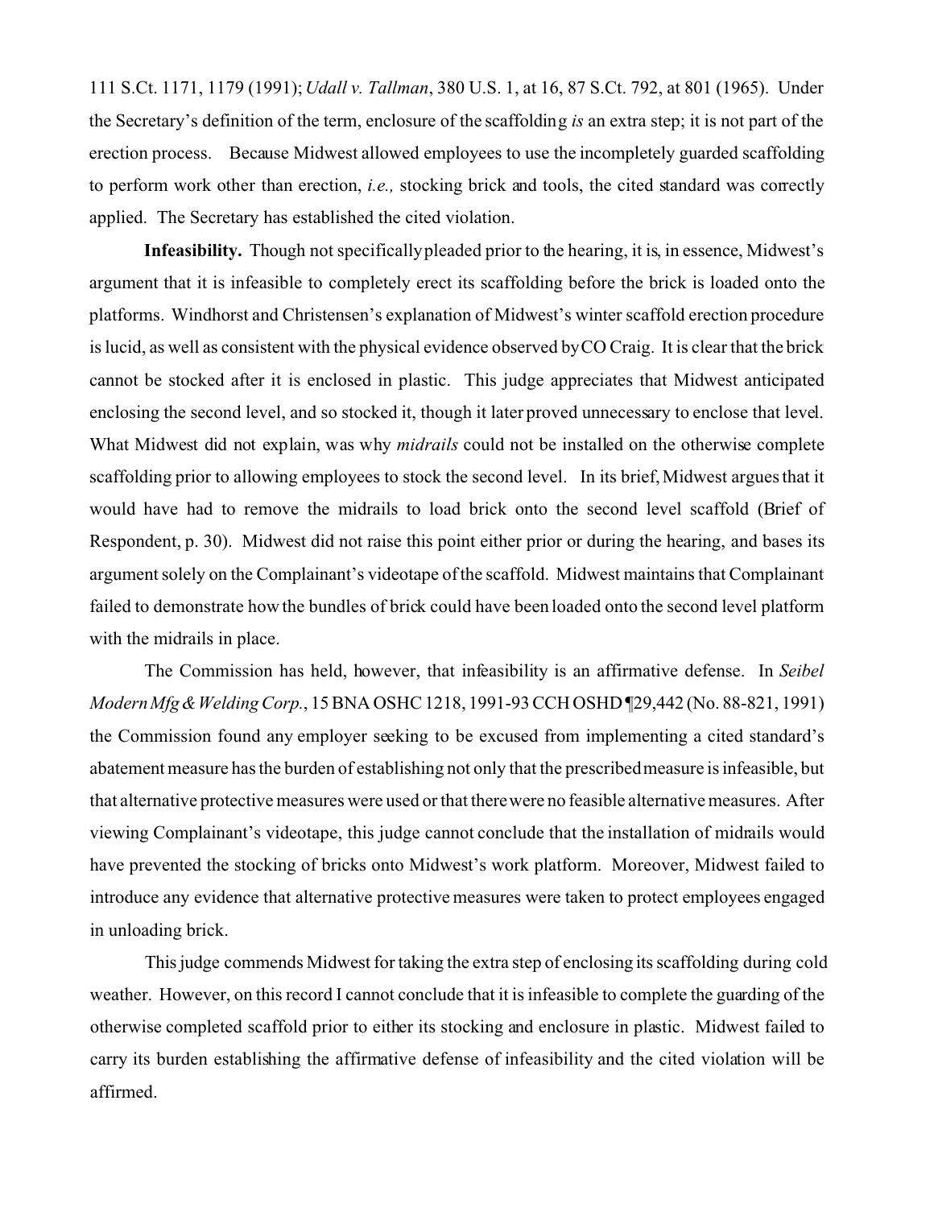111 S.Ct. 1171, 1179 (1991); *Udall v. Tallman*, 380 U.S. 1, at 16, 87 S.Ct. 792, at 801 (1965). Under the Secretary's definition of the term, enclosure of the scaffolding *is* an extra step; it is not part of the erection process. Because Midwest allowed employees to use the incompletely guarded scaffolding to perform work other than erection, *i.e.,* stocking brick and tools, the cited standard was correctly applied. The Secretary has established the cited violation.

**Infeasibility.** Though not specifically pleaded prior to the hearing, it is, in essence, Midwest's argument that it is infeasible to completely erect its scaffolding before the brick is loaded onto the platforms. Windhorst and Christensen's explanation of Midwest's winter scaffold erection procedure is lucid, as well as consistent with the physical evidence observed by CO Craig. It is clear that the brick cannot be stocked after it is enclosed in plastic. This judge appreciates that Midwest anticipated enclosing the second level, and so stocked it, though it later proved unnecessary to enclose that level. What Midwest did not explain, was why *midrails* could not be installed on the otherwise complete scaffolding prior to allowing employees to stock the second level. In its brief, Midwest argues that it would have had to remove the midrails to load brick onto the second level scaffold (Brief of Respondent, p. 30). Midwest did not raise this point either prior or during the hearing, and bases its argument solely on the Complainant's videotape of the scaffold. Midwest maintains that Complainant failed to demonstrate how the bundles of brick could have been loaded onto the second level platform with the midrails in place.

The Commission has held, however, that infeasibility is an affirmative defense. In *Seibel Modern Mfg & Welding Corp.*, 15 BNA OSHC 1218, 1991-93 CCH OSHD ¶29,442 (No. 88-821, 1991) the Commission found any employer seeking to be excused from implementing a cited standard's abatement measure has the burden of establishing not only that the prescribed measure is infeasible, but that alternative protective measures were used or that there were no feasible alternative measures. After viewing Complainant's videotape, this judge cannot conclude that the installation of midrails would have prevented the stocking of bricks onto Midwest's work platform. Moreover, Midwest failed to introduce any evidence that alternative protective measures were taken to protect employees engaged in unloading brick.

This judge commends Midwest for taking the extra step of enclosing its scaffolding during cold weather. However, on this record I cannot conclude that it is infeasible to complete the guarding of the otherwise completed scaffold prior to either its stocking and enclosure in plastic. Midwest failed to carry its burden establishing the affirmative defense of infeasibility and the cited violation will be affirmed.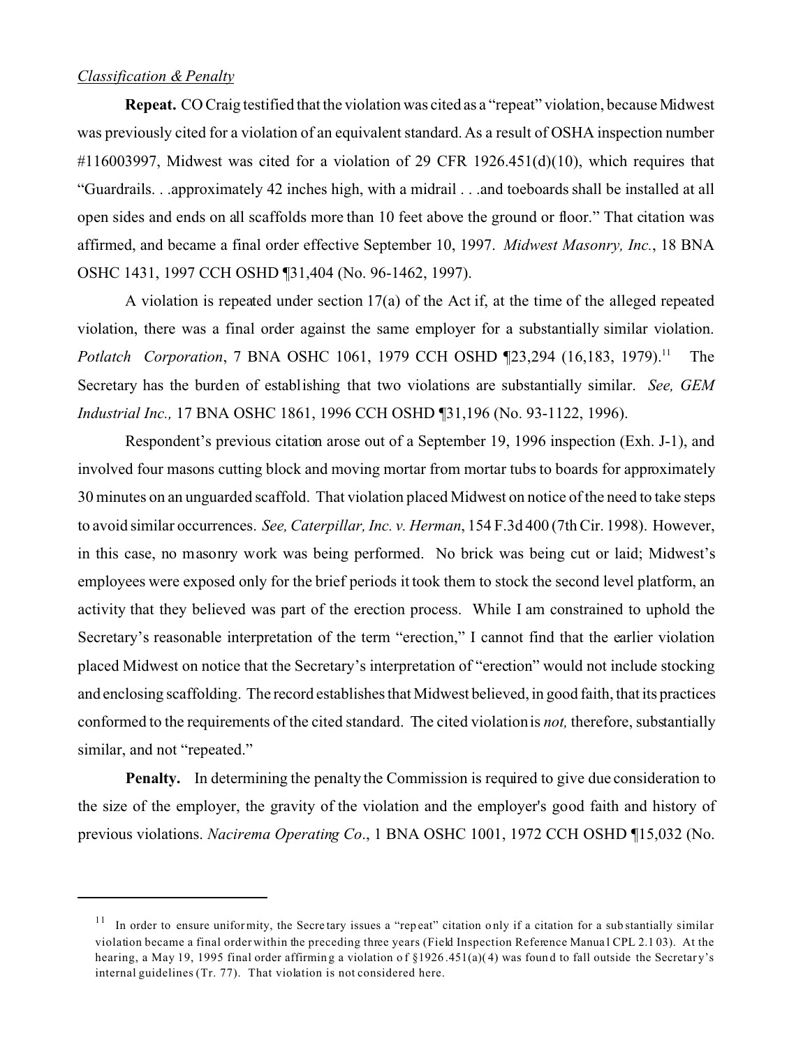*Classification & Penalty*

**Repeat.** CO Craig testified that the violation was cited as a "repeat" violation, because Midwest was previously cited for a violation of an equivalent standard. As a result of OSHA inspection number #116003997, Midwest was cited for a violation of 29 CFR 1926.451(d)(10), which requires that "Guardrails. . .approximately 42 inches high, with a midrail . . .and toeboards shall be installed at all open sides and ends on all scaffolds more than 10 feet above the ground or floor." That citation was affirmed, and became a final order effective September 10, 1997. *Midwest Masonry, Inc.*, 18 BNA OSHC 1431, 1997 CCH OSHD ¶31,404 (No. 96-1462, 1997).

A violation is repeated under section 17(a) of the Act if, at the time of the alleged repeated violation, there was a final order against the same employer for a substantially similar violation. *Potlatch Corporation*, 7 BNA OSHC 1061, 1979 CCH OSHD ¶23,294 (16,183, 1979).[11] The Secretary has the burden of establishing that two violations are substantially similar. *See, GEM Industrial Inc.,* 17 BNA OSHC 1861, 1996 CCH OSHD ¶31,196 (No. 93-1122, 1996).

Respondent's previous citation arose out of a September 19, 1996 inspection (Exh. J-1), and involved four masons cutting block and moving mortar from mortar tubs to boards for approximately 30 minutes on an unguarded scaffold. That violation placed Midwest on notice of the need to take steps to avoid similar occurrences. *See, Caterpillar, Inc. v. Herman*, 154 F.3d 400 (7th Cir. 1998). However, in this case, no masonry work was being performed. No brick was being cut or laid; Midwest's employees were exposed only for the brief periods it took them to stock the second level platform, an activity that they believed was part of the erection process. While I am constrained to uphold the Secretary's reasonable interpretation of the term "erection," I cannot find that the earlier violation placed Midwest on notice that the Secretary's interpretation of "erection" would not include stocking and enclosing scaffolding. The record establishes that Midwest believed, in good faith, that its practices conformed to the requirements of the cited standard. The cited violation is *not,* therefore, substantially similar, and not "repeated."

**Penalty.** In determining the penalty the Commission is required to give due consideration to the size of the employer, the gravity of the violation and the employer's good faith and history of previous violations. *Nacirema Operating Co*., 1 BNA OSHC 1001, 1972 CCH OSHD ¶15,032 (No.

---

[11] In order to ensure uniformity, the Secretary issues a "repeat" citation only if a citation for a substantially similar violation became a final order within the preceding three years (Field Inspection Reference Manual CPL 2.1 03). At the hearing, a May 19, 1995 final order affirming a violation of §1926.451(a)(4) was found to fall outside the Secretary's internal guidelines (Tr. 77). That violation is not considered here.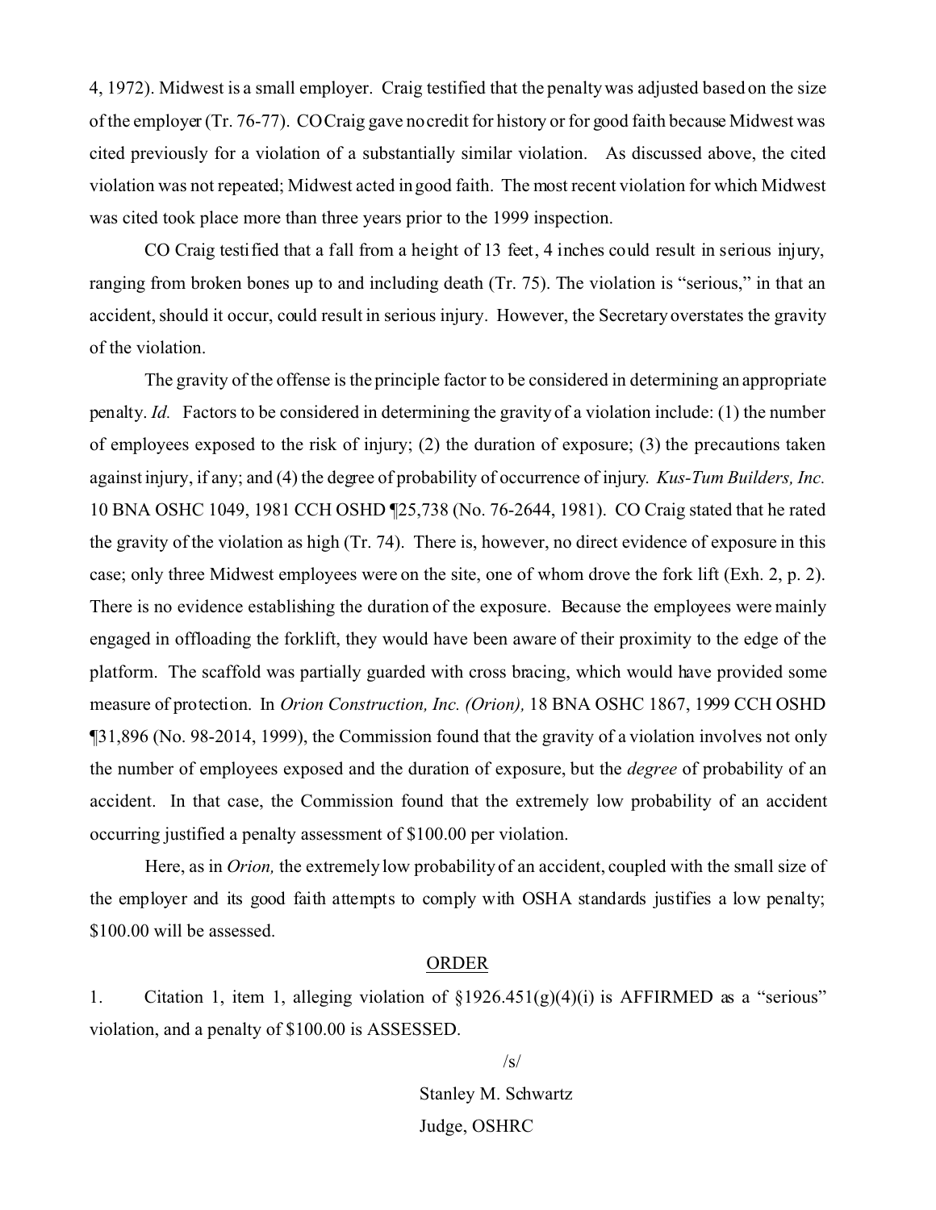4, 1972). Midwest is a small employer. Craig testified that the penalty was adjusted based on the size of the employer (Tr. 76-77). CO Craig gave no credit for history or for good faith because Midwest was cited previously for a violation of a substantially similar violation. As discussed above, the cited violation was not repeated; Midwest acted in good faith. The most recent violation for which Midwest was cited took place more than three years prior to the 1999 inspection.

CO Craig testified that a fall from a height of 13 feet, 4 inches could result in serious injury, ranging from broken bones up to and including death (Tr. 75). The violation is "serious," in that an accident, should it occur, could result in serious injury. However, the Secretary overstates the gravity of the violation.

The gravity of the offense is the principle factor to be considered in determining an appropriate penalty. *Id.* Factors to be considered in determining the gravity of a violation include: (1) the number of employees exposed to the risk of injury; (2) the duration of exposure; (3) the precautions taken against injury, if any; and (4) the degree of probability of occurrence of injury. *Kus-Tum Builders, Inc.* 10 BNA OSHC 1049, 1981 CCH OSHD ¶25,738 (No. 76-2644, 1981). CO Craig stated that he rated the gravity of the violation as high (Tr. 74). There is, however, no direct evidence of exposure in this case; only three Midwest employees were on the site, one of whom drove the fork lift (Exh. 2, p. 2). There is no evidence establishing the duration of the exposure. Because the employees were mainly engaged in offloading the forklift, they would have been aware of their proximity to the edge of the platform. The scaffold was partially guarded with cross bracing, which would have provided some measure of protection. In *Orion Construction, Inc. (Orion),* 18 BNA OSHC 1867, 1999 CCH OSHD ¶31,896 (No. 98-2014, 1999), the Commission found that the gravity of a violation involves not only the number of employees exposed and the duration of exposure, but the *degree* of probability of an accident. In that case, the Commission found that the extremely low probability of an accident occurring justified a penalty assessment of $100.00 per violation.

Here, as in *Orion,* the extremely low probability of an accident, coupled with the small size of the employer and its good faith attempts to comply with OSHA standards justifies a low penalty; $100.00 will be assessed.

<u>ORDER</u>

1. Citation 1, item 1, alleging violation of §1926.451(g)(4)(i) is AFFIRMED as a "serious" violation, and a penalty of $100.00 is ASSESSED.

/s/

Stanley M. Schwartz

Judge, OSHRC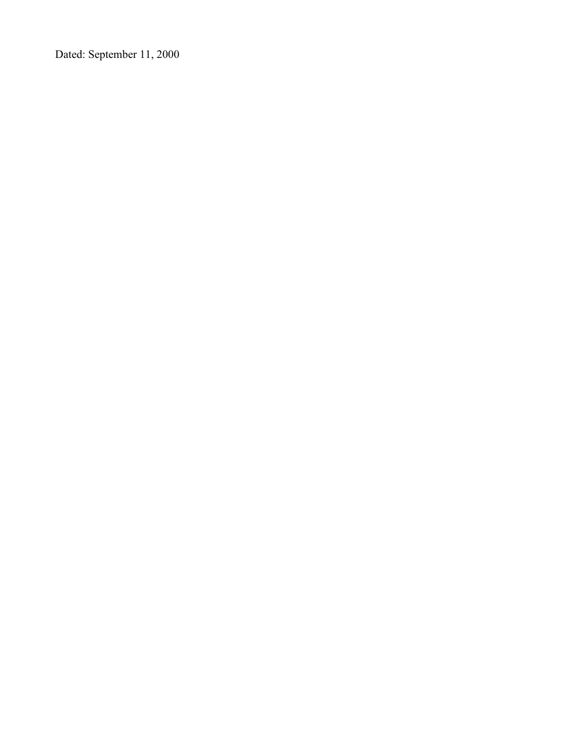Dated: September 11, 2000